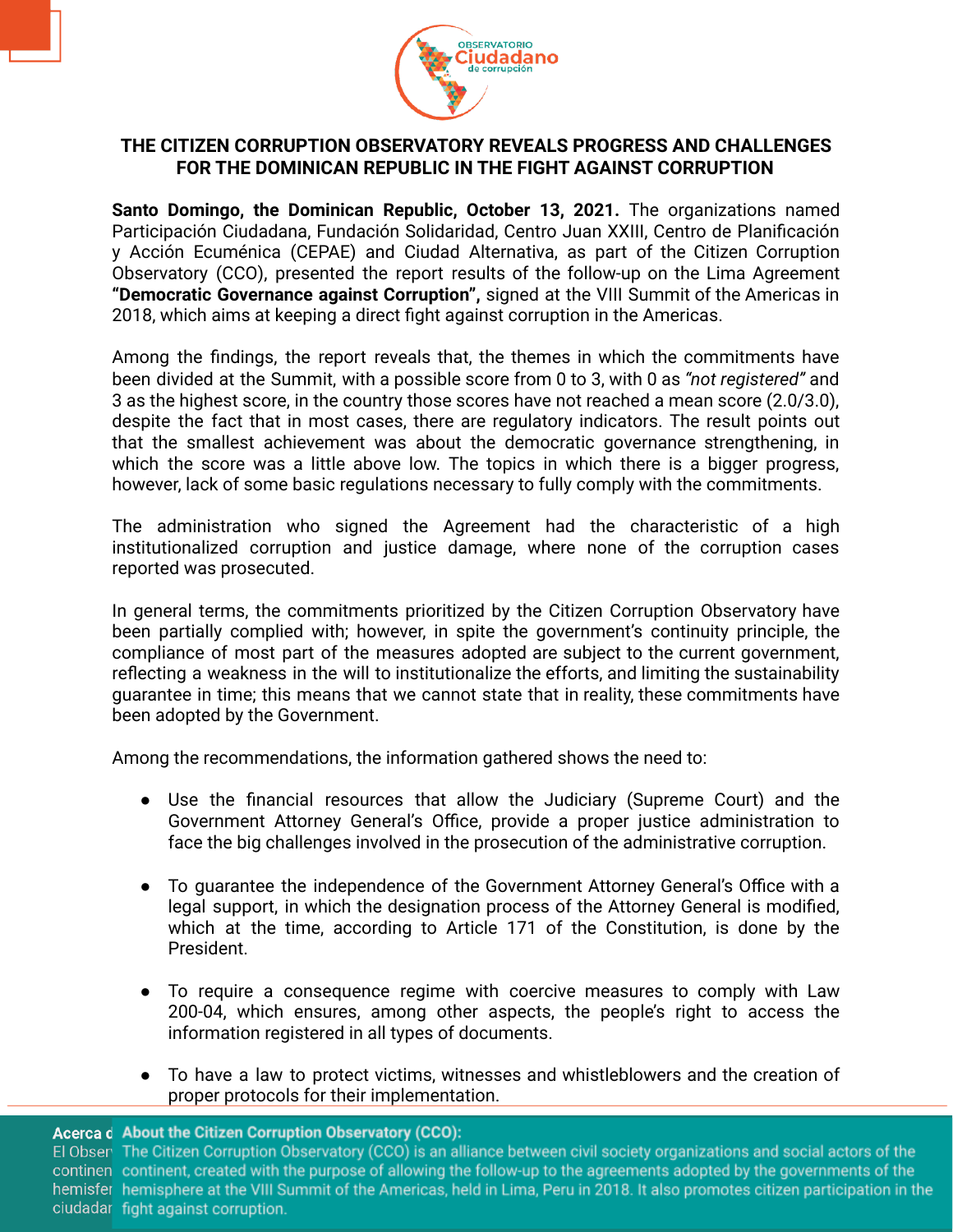# THE CITIZEN CORRUPTION OBSERVATORY REVEALS PROGRESS AND CHALLENGES FOR THE DOMINICAN REPUBLIC IN THE FIGHT AGAINST CORRUPTION

**Santo Domingo, the Dominican Republic, October 13, 2021.** The organizations named Participación Ciudadana, Fundación Solidaridad, Centro Juan XXIII, Centro de Planificación y Acción Ecuménica (CEPAE) and Ciudad Alternativa, as part of the Citizen Corruption Observatory (CCO), presented the report results of the follow-up on the Lima Agreement **"Democratic Governance against Corruption",** signed at the VIII Summit of the Americas in 2018, which aims at keeping a direct fight against corruption in the Americas.

Among the findings, the report reveals that, the themes in which the commitments have been divided at the Summit, with a possible score from 0 to 3, with 0 as *"not registered"* and 3 as the highest score, in the country those scores have not reached a mean score (2.0/3.0), despite the fact that in most cases, there are regulatory indicators. The result points out that the smallest achievement was about the democratic governance strengthening, in which the score was a little above low. The topics in which there is a bigger progress, however, lack of some basic regulations necessary to fully comply with the commitments.

The administration who signed the Agreement had the characteristic of a high institutionalized corruption and justice damage, where none of the corruption cases reported was prosecuted.

In general terms, the commitments prioritized by the Citizen Corruption Observatory have been partially complied with; however, in spite the government's continuity principle, the compliance of most part of the measures adopted are subject to the current government, reflecting a weakness in the will to institutionalize the efforts, and limiting the sustainability guarantee in time; this means that we cannot state that in reality, these commitments have been adopted by the Government.

Among the recommendations, the information gathered shows the need to:

- Use the financial resources that allow the Judiciary (Supreme Court) and the Government Attorney General's Office, provide a proper justice administration to face the big challenges involved in the prosecution of the administrative corruption.

- To guarantee the independence of the Government Attorney General's Office with a legal support, in which the designation process of the Attorney General is modified, which at the time, according to Article 171 of the Constitution, is done by the President.

- To require a consequence regime with coercive measures to comply with Law 200-04, which ensures, among other aspects, the people's right to access the information registered in all types of documents.

- To have a law to protect victims, witnesses and whistleblowers and the creation of proper protocols for their implementation.

**About the Citizen Corruption Observatory (CCO):**
The Citizen Corruption Observatory (CCO) is an alliance between civil society organizations and social actors of the continent, created with the purpose of allowing the follow-up to the agreements adopted by the governments of the hemisphere at the VIII Summit of the Americas, held in Lima, Peru in 2018. It also promotes citizen participation in the fight against corruption.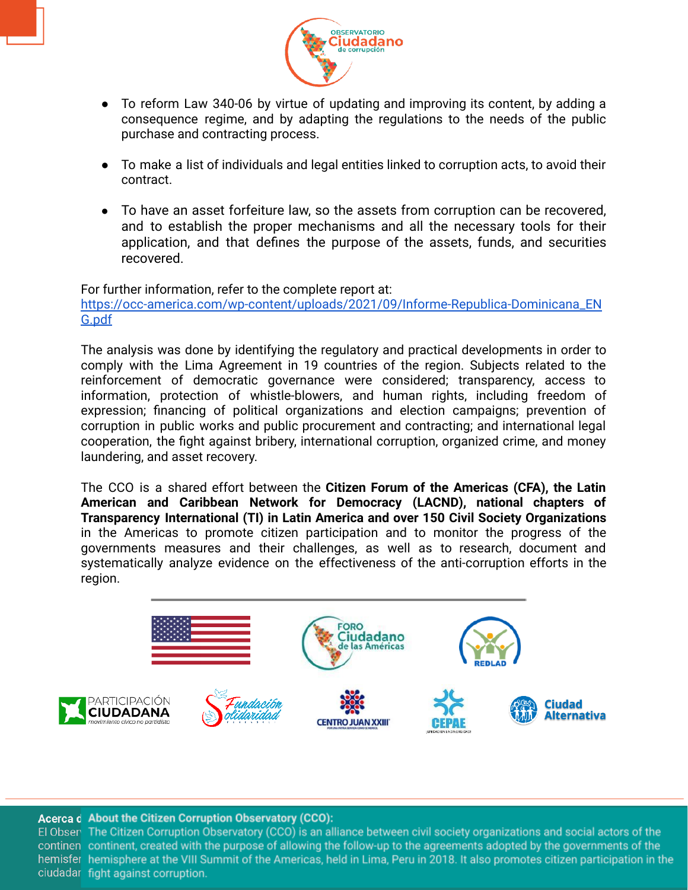- To reform Law 340-06 by virtue of updating and improving its content, by adding a consequence regime, and by adapting the regulations to the needs of the public purchase and contracting process.

- To make a list of individuals and legal entities linked to corruption acts, to avoid their contract.

- To have an asset forfeiture law, so the assets from corruption can be recovered, and to establish the proper mechanisms and all the necessary tools for their application, and that defines the purpose of the assets, funds, and securities recovered.

For further information, refer to the complete report at:
https://occ-america.com/wp-content/uploads/2021/09/Informe-Republica-Dominicana_ENG.pdf

The analysis was done by identifying the regulatory and practical developments in order to comply with the Lima Agreement in 19 countries of the region. Subjects related to the reinforcement of democratic governance were considered; transparency, access to information, protection of whistle-blowers, and human rights, including freedom of expression; financing of political organizations and election campaigns; prevention of corruption in public works and public procurement and contracting; and international legal cooperation, the fight against bribery, international corruption, organized crime, and money laundering, and asset recovery.

The CCO is a shared effort between the **Citizen Forum of the Americas (CFA), the Latin American and Caribbean Network for Democracy (LACND), national chapters of Transparency International (TI) in Latin America and over 150 Civil Society Organizations** in the Americas to promote citizen participation and to monitor the progress of the governments measures and their challenges, as well as to research, document and systematically analyze evidence on the effectiveness of the anti-corruption efforts in the region.

**About the Citizen Corruption Observatory (CCO):**
The Citizen Corruption Observatory (CCO) is an alliance between civil society organizations and social actors of the continent, created with the purpose of allowing the follow-up to the agreements adopted by the governments of the hemisphere at the VIII Summit of the Americas, held in Lima, Peru in 2018. It also promotes citizen participation in the fight against corruption.